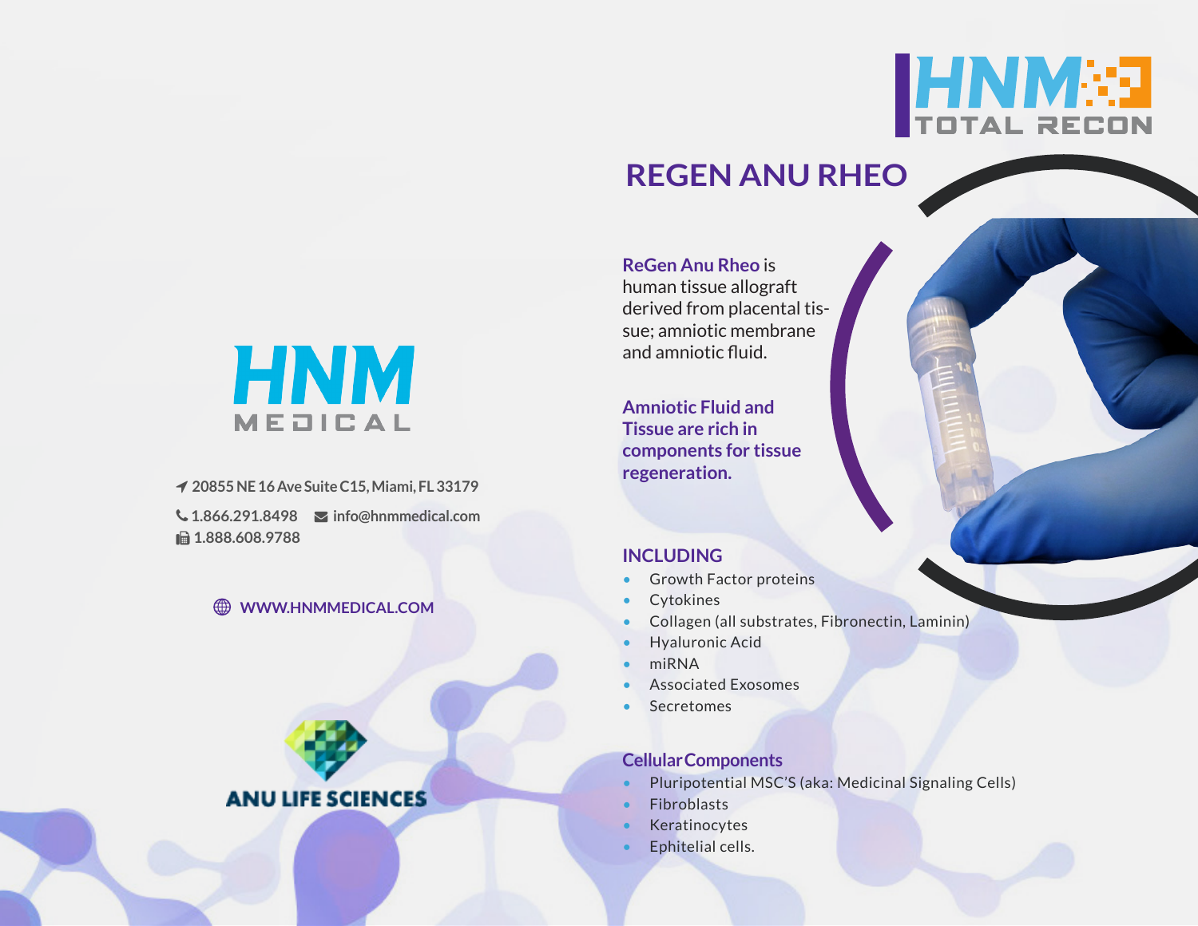HNM TOTAL RECON

# REGEN ANU RHEO

**ReGen Anu Rheo** is human tissue allograft derived from placental tissue; amniotic membrane and amniotic fluid.

**Amniotic Fluid and Tissue are rich in components for tissue regeneration.**

## INCLUDING

- Growth Factor proteins
- Cytokines
- Collagen (all substrates, Fibronectin, Laminin)
- Hyaluronic Acid
- miRNA
- Associated Exosomes
- Secretomes

## Cellular Components

- Pluripotential MSC'S (aka: Medicinal Signaling Cells)
- Fibroblasts
- Keratinocytes
- Ephitelial cells.

HNM MEDICAL

20855 NE 16 Ave Suite C15, Miami, FL 33179

1.866.291.8498 info@hnmmedical.com

1.888.608.9788

WWW.HNMMEDICAL.COM

ANU LIFE SCIENCES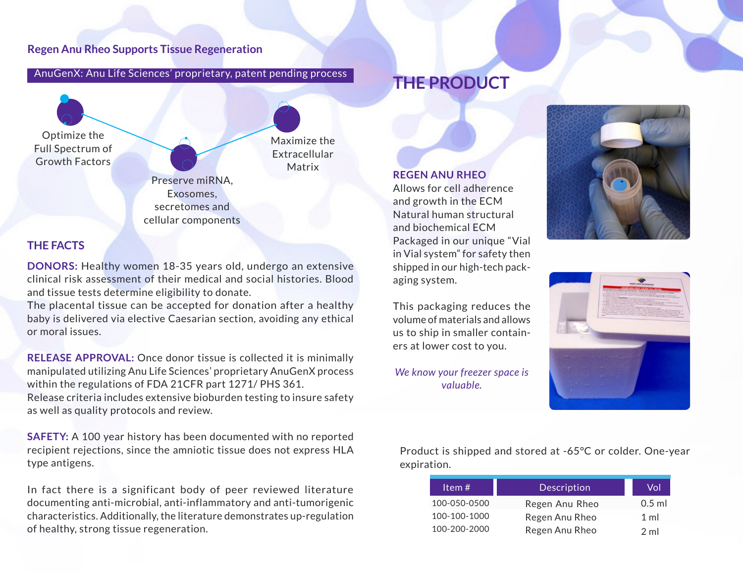## Regen Anu Rheo Supports Tissue Regeneration

AnuGenX: Anu Life Sciences' proprietary, patent pending process

Optimize the Full Spectrum of Growth Factors

Preserve miRNA, Exosomes, secretomes and cellular components

Maximize the Extracellular Matrix

## THE FACTS

**DONORS:** Healthy women 18-35 years old, undergo an extensive clinical risk assessment of their medical and social histories. Blood and tissue tests determine eligibility to donate.
The placental tissue can be accepted for donation after a healthy baby is delivered via elective Caesarian section, avoiding any ethical or moral issues.

**RELEASE APPROVAL:** Once donor tissue is collected it is minimally manipulated utilizing Anu Life Sciences' proprietary AnuGenX process within the regulations of FDA 21CFR part 1271/ PHS 361.
Release criteria includes extensive bioburden testing to insure safety as well as quality protocols and review.

**SAFETY:** A 100 year history has been documented with no reported recipient rejections, since the amniotic tissue does not express HLA type antigens.

In fact there is a significant body of peer reviewed literature documenting anti-microbial, anti-inflammatory and anti-tumorigenic characteristics. Additionally, the literature demonstrates up-regulation of healthy, strong tissue regeneration.

## THE PRODUCT

### REGEN ANU RHEO

Allows for cell adherence and growth in the ECM
Natural human structural and biochemical ECM
Packaged in our unique "Vial in Vial system" for safety then shipped in our high-tech packaging system.

This packaging reduces the volume of materials and allows us to ship in smaller containers at lower cost to you.

*We know your freezer space is valuable.*

Product is shipped and stored at -65°C or colder. One-year expiration.

| Item # | Description | Vol |
|---|---|---|
| 100-050-0500 | Regen Anu Rheo | 0.5 ml |
| 100-100-1000 | Regen Anu Rheo | 1 ml |
| 100-200-2000 | Regen Anu Rheo | 2 ml |